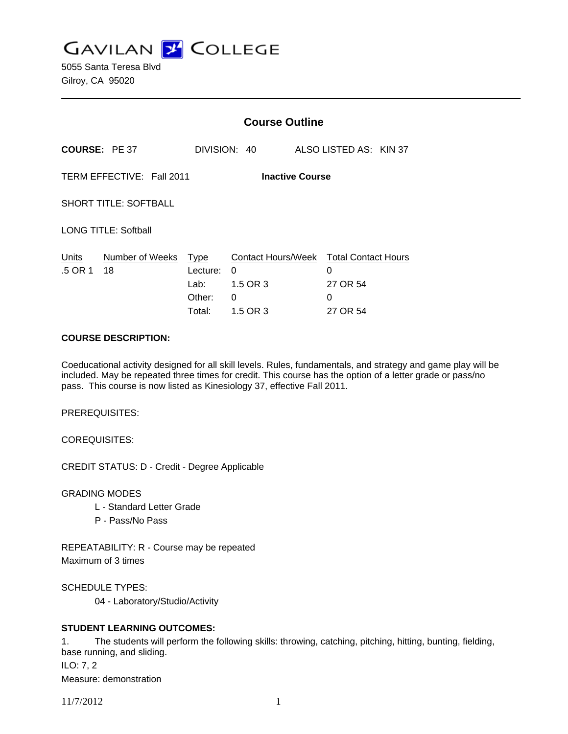# GAVILAN COLLEGE

5055 Santa Teresa Blvd
Gilroy, CA 95020

---

## Course Outline

**COURSE:** PE 37 DIVISION: 40 ALSO LISTED AS: KIN 37

TERM EFFECTIVE: Fall 2011 **Inactive Course**

SHORT TITLE: SOFTBALL

LONG TITLE: Softball

| Units | Number of Weeks | Type | Contact Hours/Week | Total Contact Hours |
|---|---|---|---|---|
| .5 OR 1 | 18 | Lecture: | 0 | 0 |
| | | Lab: | 1.5 OR 3 | 27 OR 54 |
| | | Other: | 0 | 0 |
| | | Total: | 1.5 OR 3 | 27 OR 54 |

**COURSE DESCRIPTION:**

Coeducational activity designed for all skill levels. Rules, fundamentals, and strategy and game play will be included. May be repeated three times for credit. This course has the option of a letter grade or pass/no pass. This course is now listed as Kinesiology 37, effective Fall 2011.

PREREQUISITES:

COREQUISITES:

CREDIT STATUS: D - Credit - Degree Applicable

GRADING MODES

- L - Standard Letter Grade
- P - Pass/No Pass

REPEATABILITY: R - Course may be repeated
Maximum of 3 times

SCHEDULE TYPES:

- 04 - Laboratory/Studio/Activity

**STUDENT LEARNING OUTCOMES:**

1. The students will perform the following skills: throwing, catching, pitching, hitting, bunting, fielding, base running, and sliding.

ILO: 7, 2
Measure: demonstration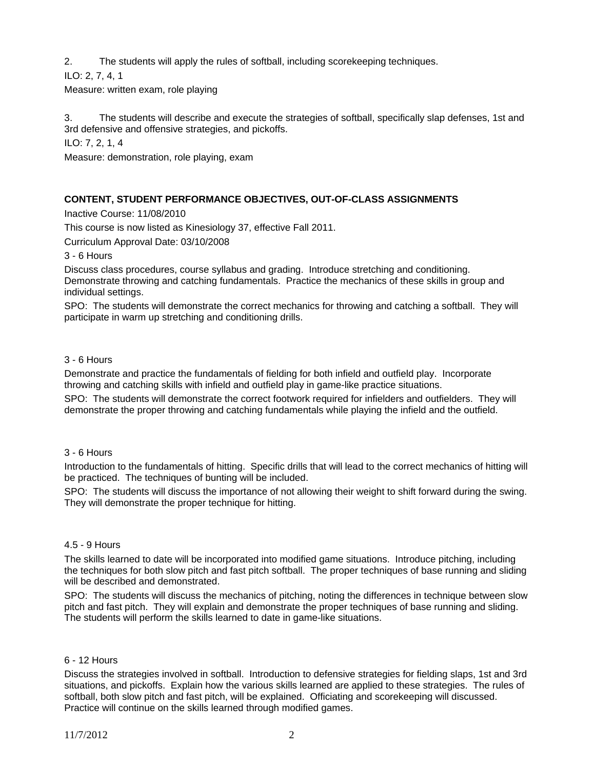2. The students will apply the rules of softball, including scorekeeping techniques.

ILO: 2, 7, 4, 1

Measure: written exam, role playing

3. The students will describe and execute the strategies of softball, specifically slap defenses, 1st and 3rd defensive and offensive strategies, and pickoffs.

ILO: 7, 2, 1, 4

Measure: demonstration, role playing, exam

**CONTENT, STUDENT PERFORMANCE OBJECTIVES, OUT-OF-CLASS ASSIGNMENTS**

Inactive Course: 11/08/2010

This course is now listed as Kinesiology 37, effective Fall 2011.

Curriculum Approval Date: 03/10/2008

3 - 6 Hours

Discuss class procedures, course syllabus and grading. Introduce stretching and conditioning. Demonstrate throwing and catching fundamentals. Practice the mechanics of these skills in group and individual settings.

SPO: The students will demonstrate the correct mechanics for throwing and catching a softball. They will participate in warm up stretching and conditioning drills.

3 - 6 Hours

Demonstrate and practice the fundamentals of fielding for both infield and outfield play. Incorporate throwing and catching skills with infield and outfield play in game-like practice situations.

SPO: The students will demonstrate the correct footwork required for infielders and outfielders. They will demonstrate the proper throwing and catching fundamentals while playing the infield and the outfield.

3 - 6 Hours

Introduction to the fundamentals of hitting. Specific drills that will lead to the correct mechanics of hitting will be practiced. The techniques of bunting will be included.

SPO: The students will discuss the importance of not allowing their weight to shift forward during the swing. They will demonstrate the proper technique for hitting.

4.5 - 9 Hours

The skills learned to date will be incorporated into modified game situations. Introduce pitching, including the techniques for both slow pitch and fast pitch softball. The proper techniques of base running and sliding will be described and demonstrated.

SPO: The students will discuss the mechanics of pitching, noting the differences in technique between slow pitch and fast pitch. They will explain and demonstrate the proper techniques of base running and sliding. The students will perform the skills learned to date in game-like situations.

6 - 12 Hours

Discuss the strategies involved in softball. Introduction to defensive strategies for fielding slaps, 1st and 3rd situations, and pickoffs. Explain how the various skills learned are applied to these strategies. The rules of softball, both slow pitch and fast pitch, will be explained. Officiating and scorekeeping will discussed. Practice will continue on the skills learned through modified games.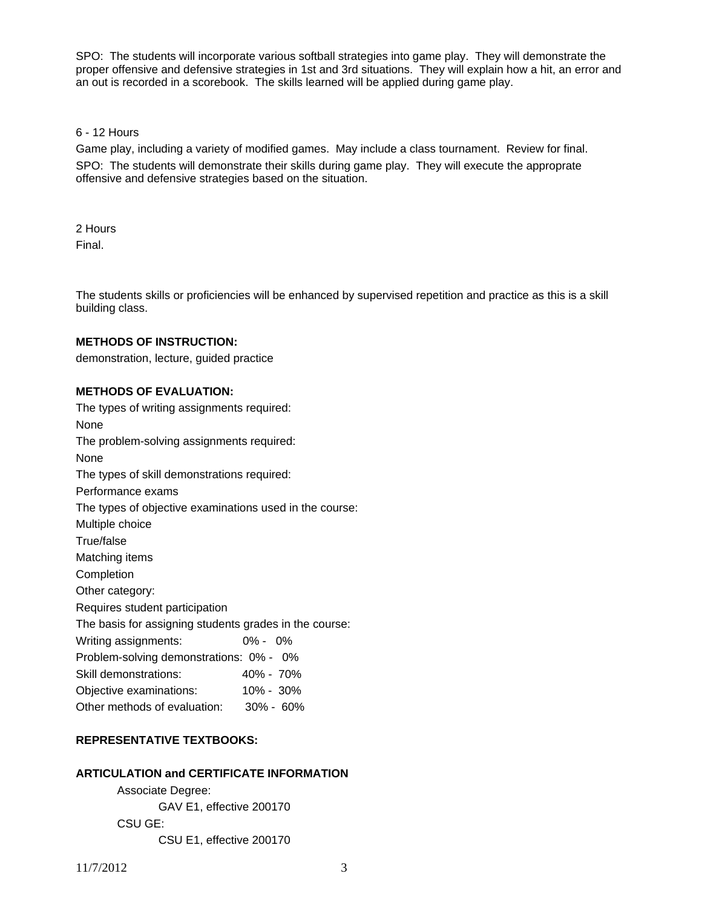SPO: The students will incorporate various softball strategies into game play. They will demonstrate the proper offensive and defensive strategies in 1st and 3rd situations. They will explain how a hit, an error and an out is recorded in a scorebook. The skills learned will be applied during game play.

6 - 12 Hours

Game play, including a variety of modified games. May include a class tournament. Review for final.

SPO: The students will demonstrate their skills during game play. They will execute the approprate offensive and defensive strategies based on the situation.

2 Hours

Final.

The students skills or proficiencies will be enhanced by supervised repetition and practice as this is a skill building class.

**METHODS OF INSTRUCTION:**

demonstration, lecture, guided practice

**METHODS OF EVALUATION:**

The types of writing assignments required:

None

The problem-solving assignments required:

None

The types of skill demonstrations required:

Performance exams

The types of objective examinations used in the course:

Multiple choice

True/false

Matching items

Completion

Other category:

Requires student participation

The basis for assigning students grades in the course:

| | |
|---|---|
| Writing assignments: | 0% - 0% |
| Problem-solving demonstrations: | 0% - 0% |
| Skill demonstrations: | 40% - 70% |
| Objective examinations: | 10% - 30% |
| Other methods of evaluation: | 30% - 60% |

**REPRESENTATIVE TEXTBOOKS:**

**ARTICULATION and CERTIFICATE INFORMATION**

Associate Degree:

GAV E1, effective 200170

CSU GE:

CSU E1, effective 200170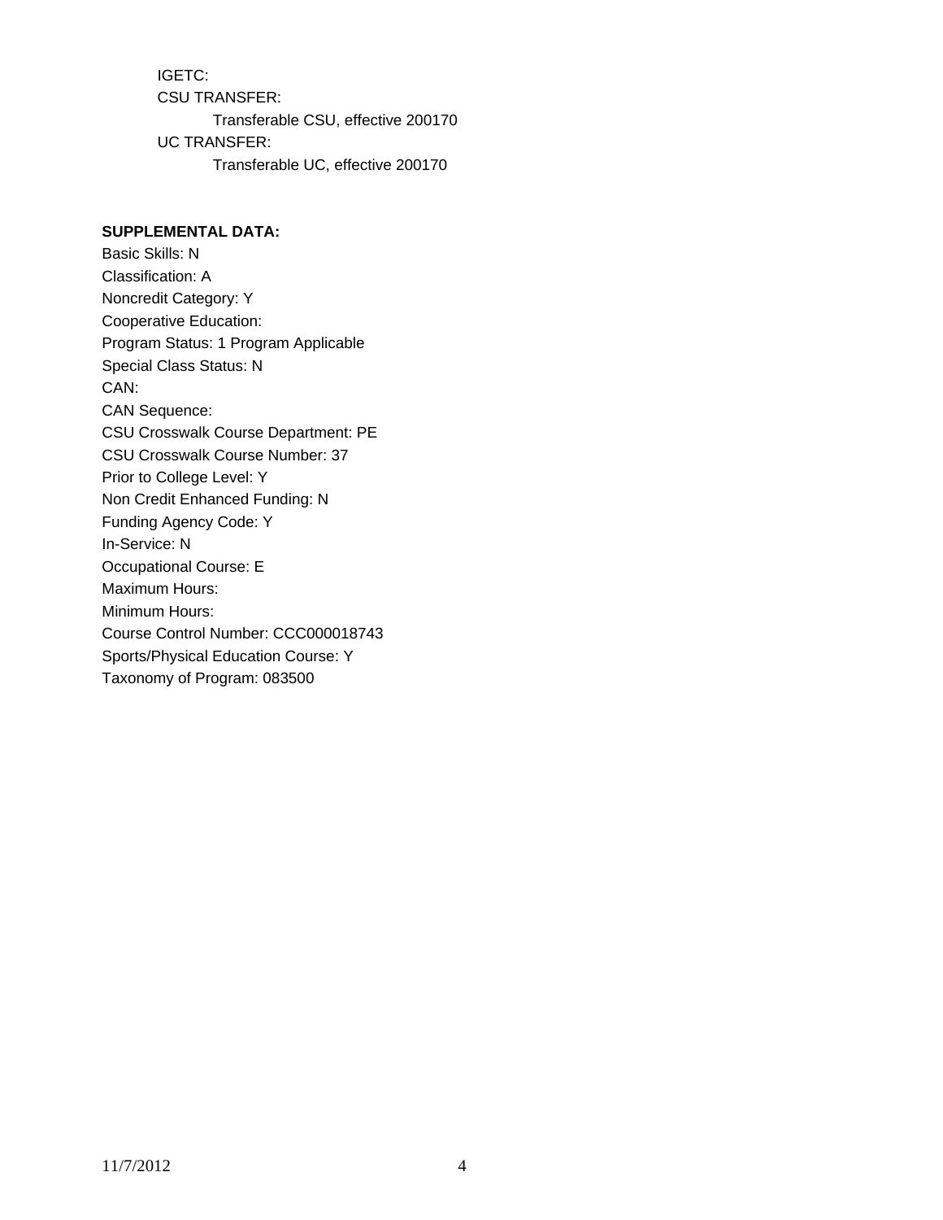IGETC:

CSU TRANSFER:

Transferable CSU, effective 200170

UC TRANSFER:

Transferable UC, effective 200170

**SUPPLEMENTAL DATA:**

Basic Skills: N
Classification: A
Noncredit Category: Y
Cooperative Education:
Program Status: 1 Program Applicable
Special Class Status: N
CAN:
CAN Sequence:
CSU Crosswalk Course Department: PE
CSU Crosswalk Course Number: 37
Prior to College Level: Y
Non Credit Enhanced Funding: N
Funding Agency Code: Y
In-Service: N
Occupational Course: E
Maximum Hours:
Minimum Hours:
Course Control Number: CCC000018743
Sports/Physical Education Course: Y
Taxonomy of Program: 083500